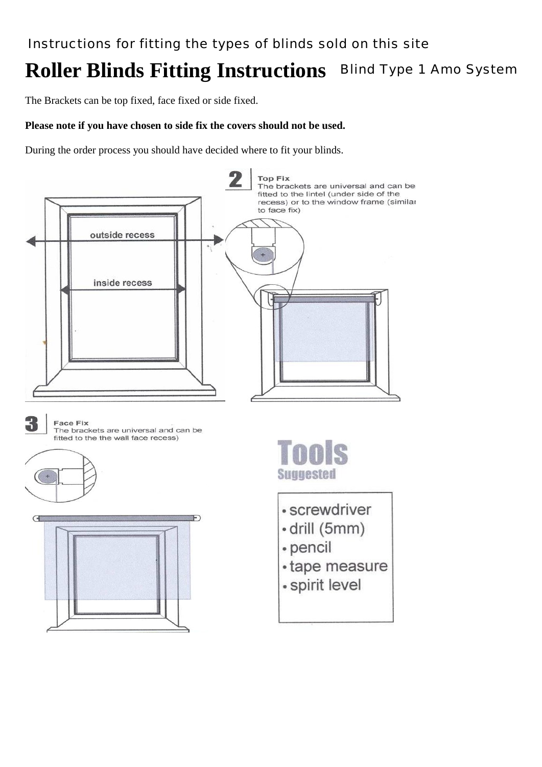Instructions for fitting the types of blinds sold on this site

# Roller Blinds Fitting Instructions

Blind Type 1 Amo System

The Brackets can be top fixed, face fixed or side fixed.

**Please note if you have chosen to side fix the covers should not be used.**

During the order process you should have decided where to fit your blinds.

outside recess

inside recess

**2** **Top Fix**
The brackets are universal and can be fitted to the lintel (under side of the recess) or to the window frame (similar to face fix)

**3** **Face Fix**
The brackets are universal and can be fitted to the the wall face recess)

**Tools**
**Suggested**

- screwdriver
- drill (5mm)
- pencil
- tape measure
- spirit level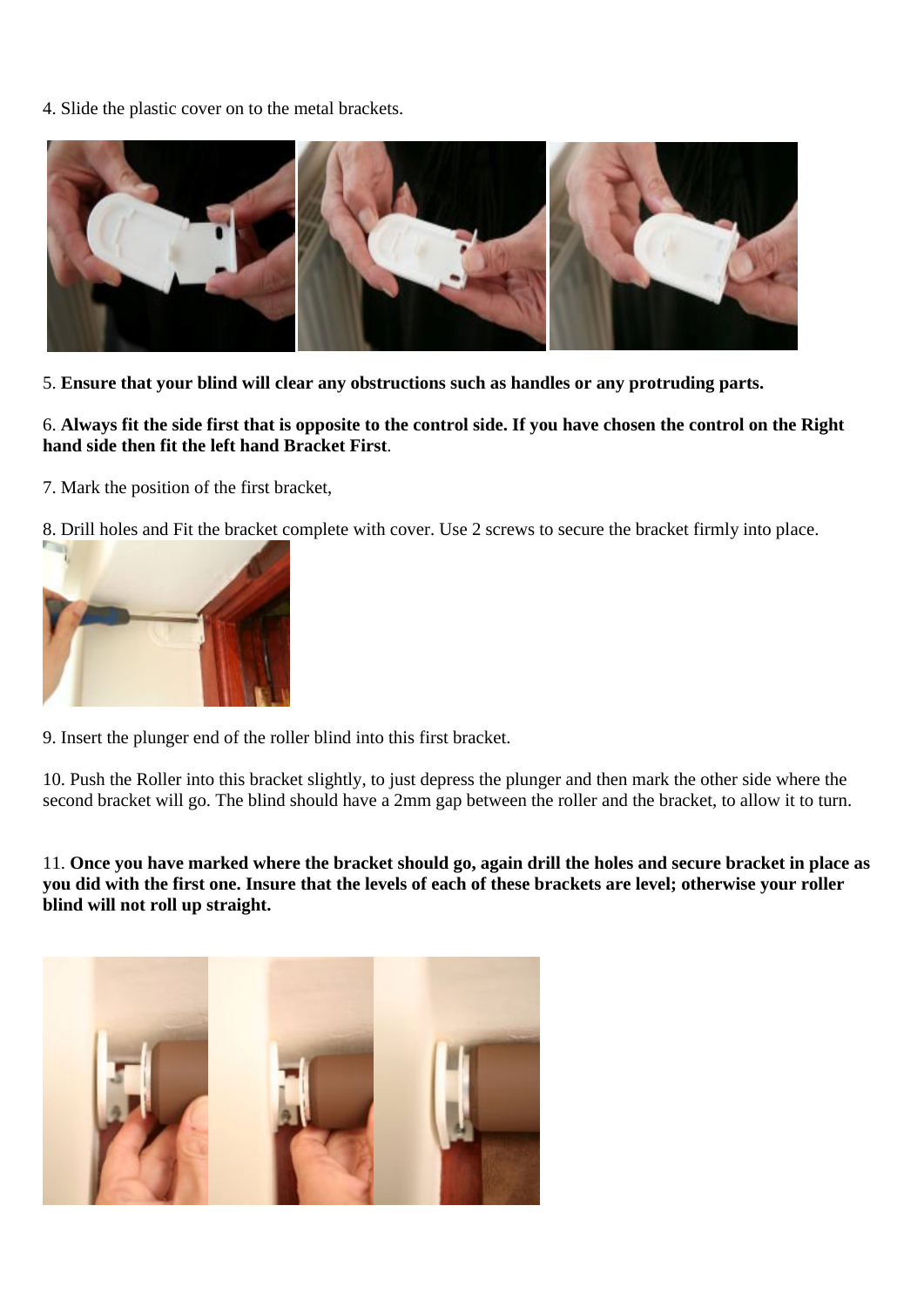4. Slide the plastic cover on to the metal brackets.

5. **Ensure that your blind will clear any obstructions such as handles or any protruding parts.**

6. **Always fit the side first that is opposite to the control side. If you have chosen the control on the Right hand side then fit the left hand Bracket First**.

7. Mark the position of the first bracket,

8. Drill holes and Fit the bracket complete with cover. Use 2 screws to secure the bracket firmly into place.

9. Insert the plunger end of the roller blind into this first bracket.

10. Push the Roller into this bracket slightly, to just depress the plunger and then mark the other side where the second bracket will go. The blind should have a 2mm gap between the roller and the bracket, to allow it to turn.

11. **Once you have marked where the bracket should go, again drill the holes and secure bracket in place as you did with the first one. Insure that the levels of each of these brackets are level; otherwise your roller blind will not roll up straight.**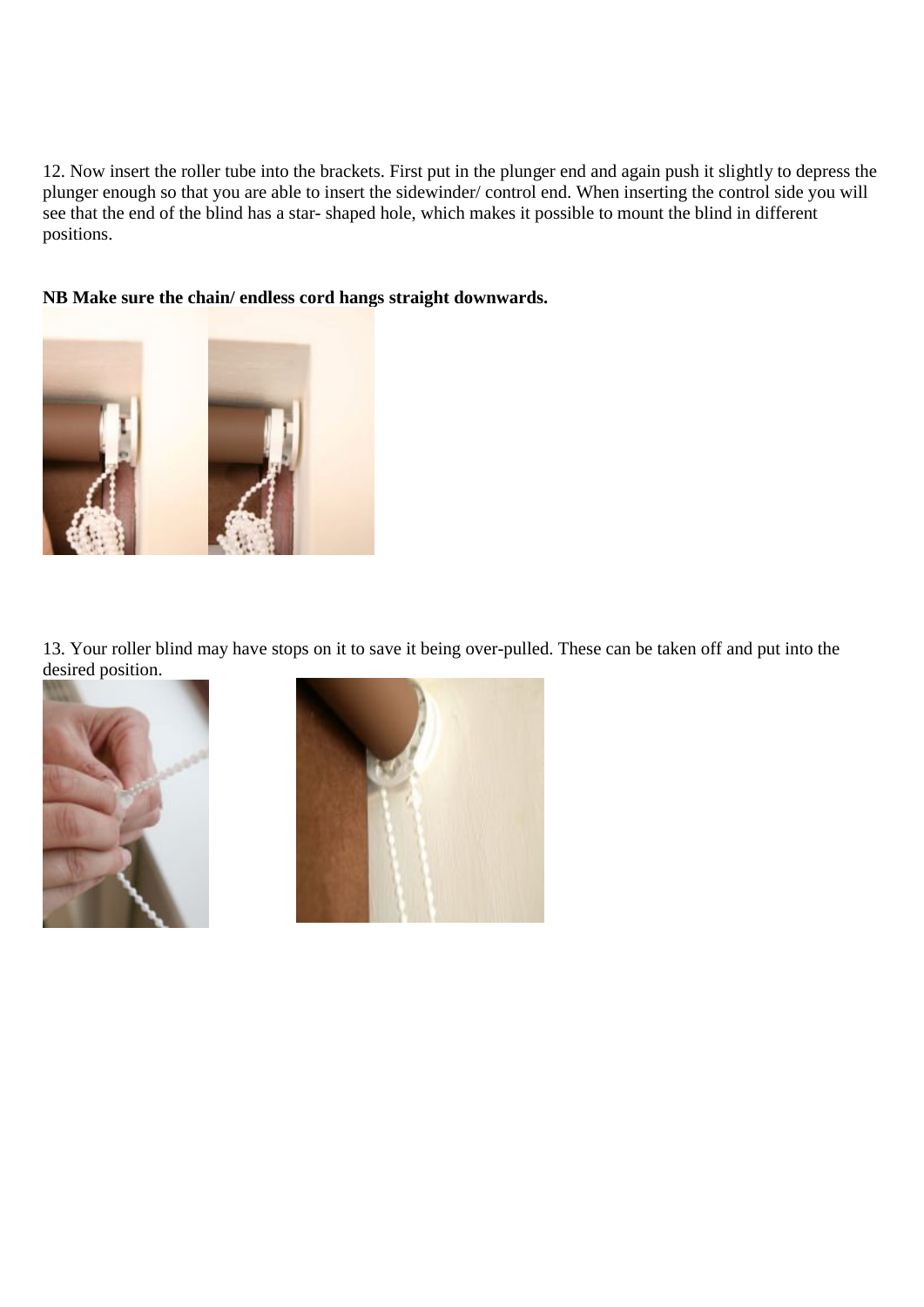12. Now insert the roller tube into the brackets. First put in the plunger end and again push it slightly to depress the plunger enough so that you are able to insert the sidewinder/ control end. When inserting the control side you will see that the end of the blind has a star- shaped hole, which makes it possible to mount the blind in different positions.

**NB Make sure the chain/ endless cord hangs straight downwards.**

13. Your roller blind may have stops on it to save it being over-pulled. These can be taken off and put into the desired position.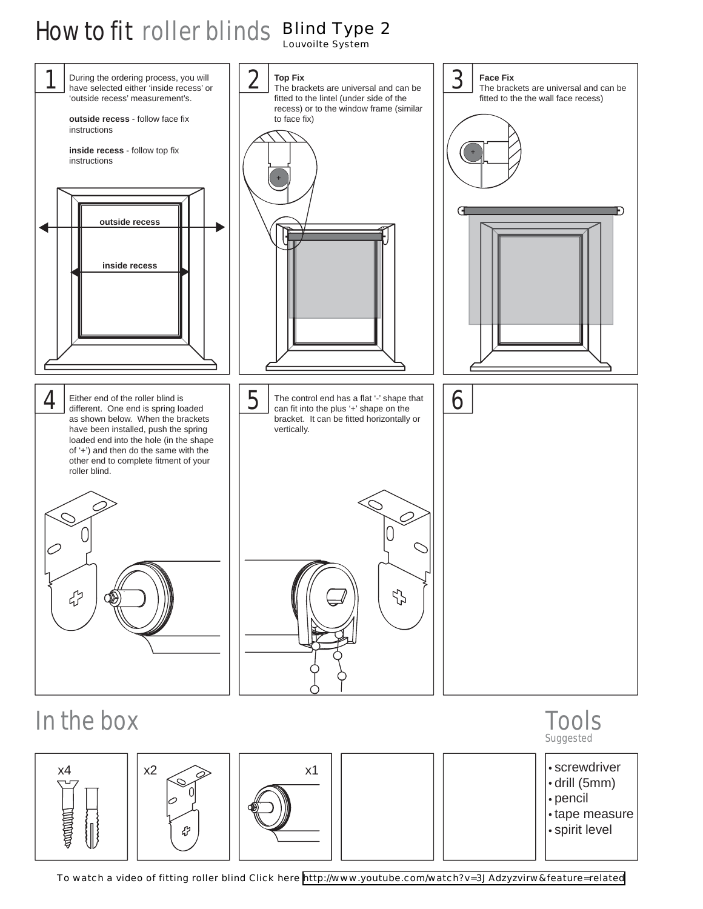# How to fit roller blinds

## Blind Type 2

Louvoilte System

### 1

During the ordering process, you will have selected either 'inside recess' or 'outside recess' measurement's.

**outside recess** - follow face fix instructions

**inside recess** - follow top fix instructions

outside recess

inside recess

### 2

**Top Fix**
The brackets are universal and can be fitted to the lintel (under side of the recess) or to the window frame (similar to face fix)

### 3

**Face Fix**
The brackets are universal and can be fitted to the the wall face recess)

### 4

Either end of the roller blind is different. One end is spring loaded as shown below. When the brackets have been installed, push the spring loaded end into the hole (in the shape of '+') and then do the same with the other end to complete fitment of your roller blind.

### 5

The control end has a flat '-' shape that can fit into the plus '+' shape on the bracket. It can be fitted horizontally or vertically.

### 6

## In the box

x4

x2

x1

## Tools

Suggested

- screwdriver
- drill (5mm)
- pencil
- tape measure
- spirit level

To watch a video of fitting roller blind Click here http://www.youtube.com/watch?v=3JAdzyzvirw&feature=related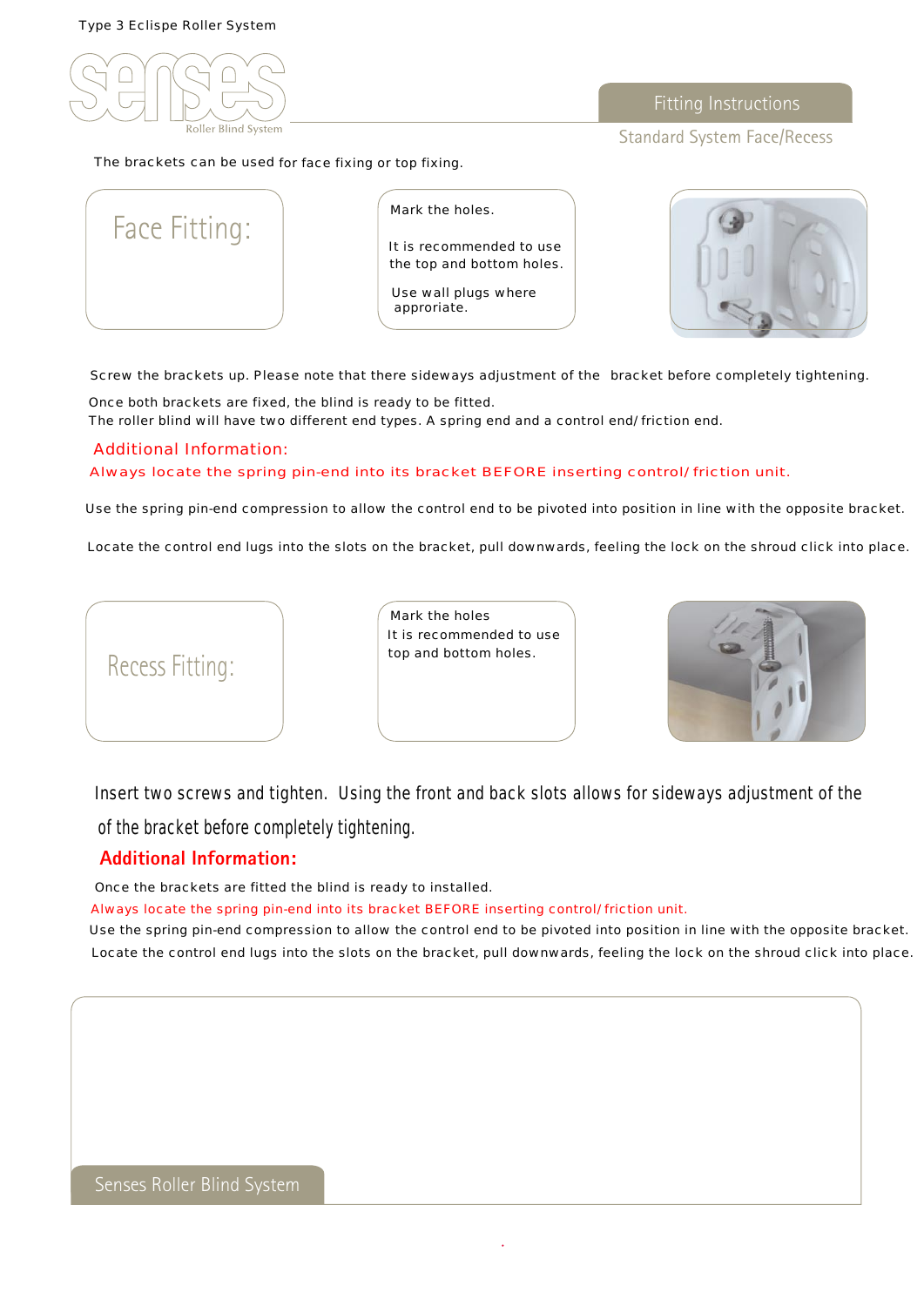Type 3 Eclispe Roller System

senses

Roller Blind System

## Fitting Instructions

Standard System Face/Recess

The brackets can be used for face fixing or top fixing.

## Face Fitting:

Mark the holes.

It is recommended to use the top and bottom holes.

Use wall plugs where approriate.

Screw the brackets up. Please note that there sideways adjustment of the bracket before completely tightening.

Once both brackets are fixed, the blind is ready to be fitted.
The roller blind will have two different end types. A spring end and a control end/ friction end.

### Additional Information:

Always locate the spring pin-end into its bracket BEFORE inserting control/ friction unit.

Use the spring pin-end compression to allow the control end to be pivoted into position in line with the opposite bracket.

Locate the control end lugs into the slots on the bracket, pull downwards, feeling the lock on the shroud click into place.

## Recess Fitting:

Mark the holes
It is recommended to use top and bottom holes.

Insert two screws and tighten. Using the front and back slots allows for sideways adjustment of the of the bracket before completely tightening.

### Additional Information:

Once the brackets are fitted the blind is ready to installed.

Always locate the spring pin-end into its bracket BEFORE inserting control/ friction unit.

Use the spring pin-end compression to allow the control end to be pivoted into position in line with the opposite bracket.

Locate the control end lugs into the slots on the bracket, pull downwards, feeling the lock on the shroud click into place.

Senses Roller Blind System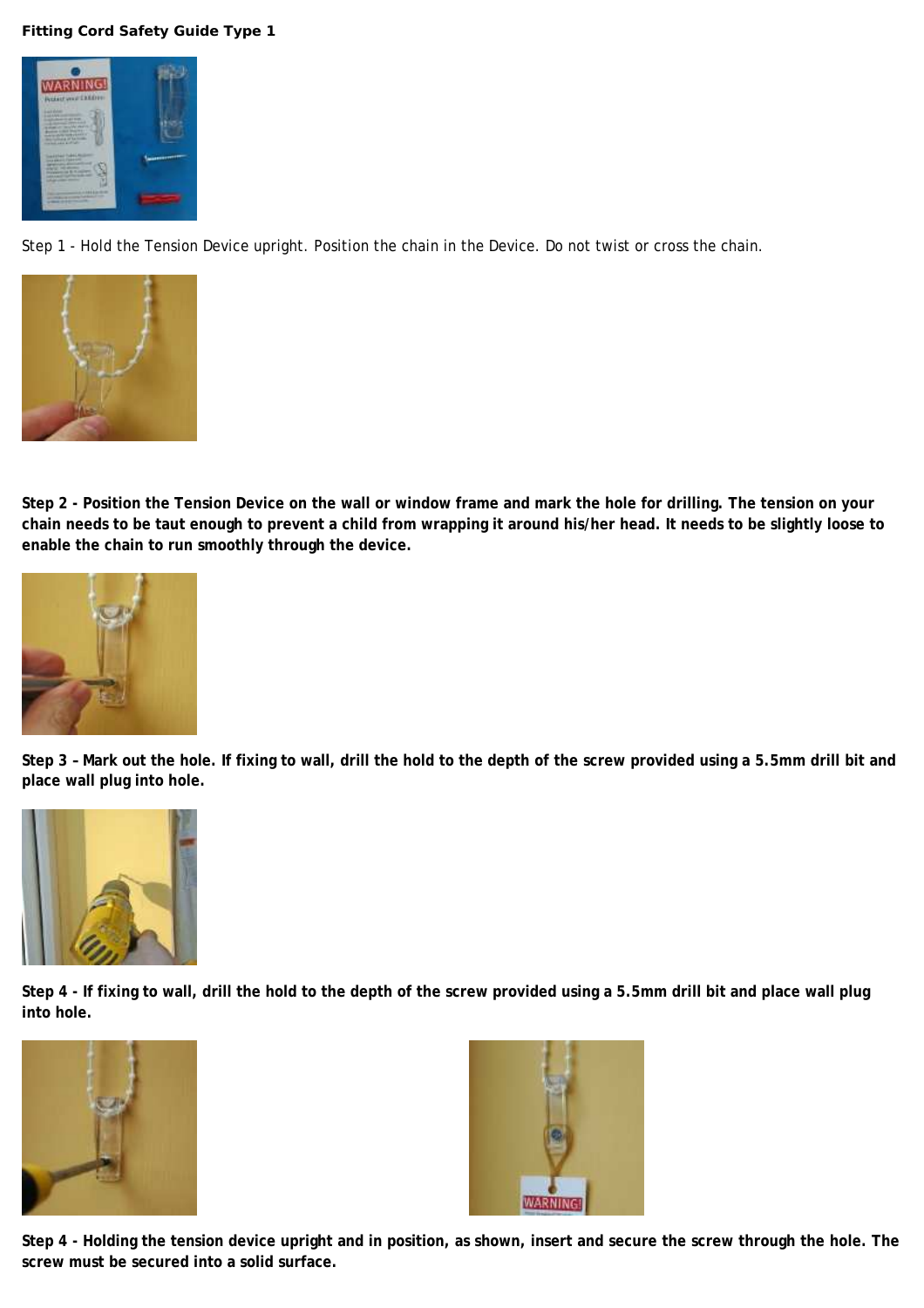**Fitting Cord Safety Guide Type 1**

Step 1 - Hold the Tension Device upright. Position the chain in the Device. Do not twist or cross the chain.

**Step 2 - Position the Tension Device on the wall or window frame and mark the hole for drilling. The tension on your chain needs to be taut enough to prevent a child from wrapping it around his/her head. It needs to be slightly loose to enable the chain to run smoothly through the device.**

**Step 3 – Mark out the hole. If fixing to wall, drill the hold to the depth of the screw provided using a 5.5mm drill bit and place wall plug into hole.**

**Step 4 - If fixing to wall, drill the hold to the depth of the screw provided using a 5.5mm drill bit and place wall plug into hole.**

**Step 4 - Holding the tension device upright and in position, as shown, insert and secure the screw through the hole. The screw must be secured into a solid surface.**